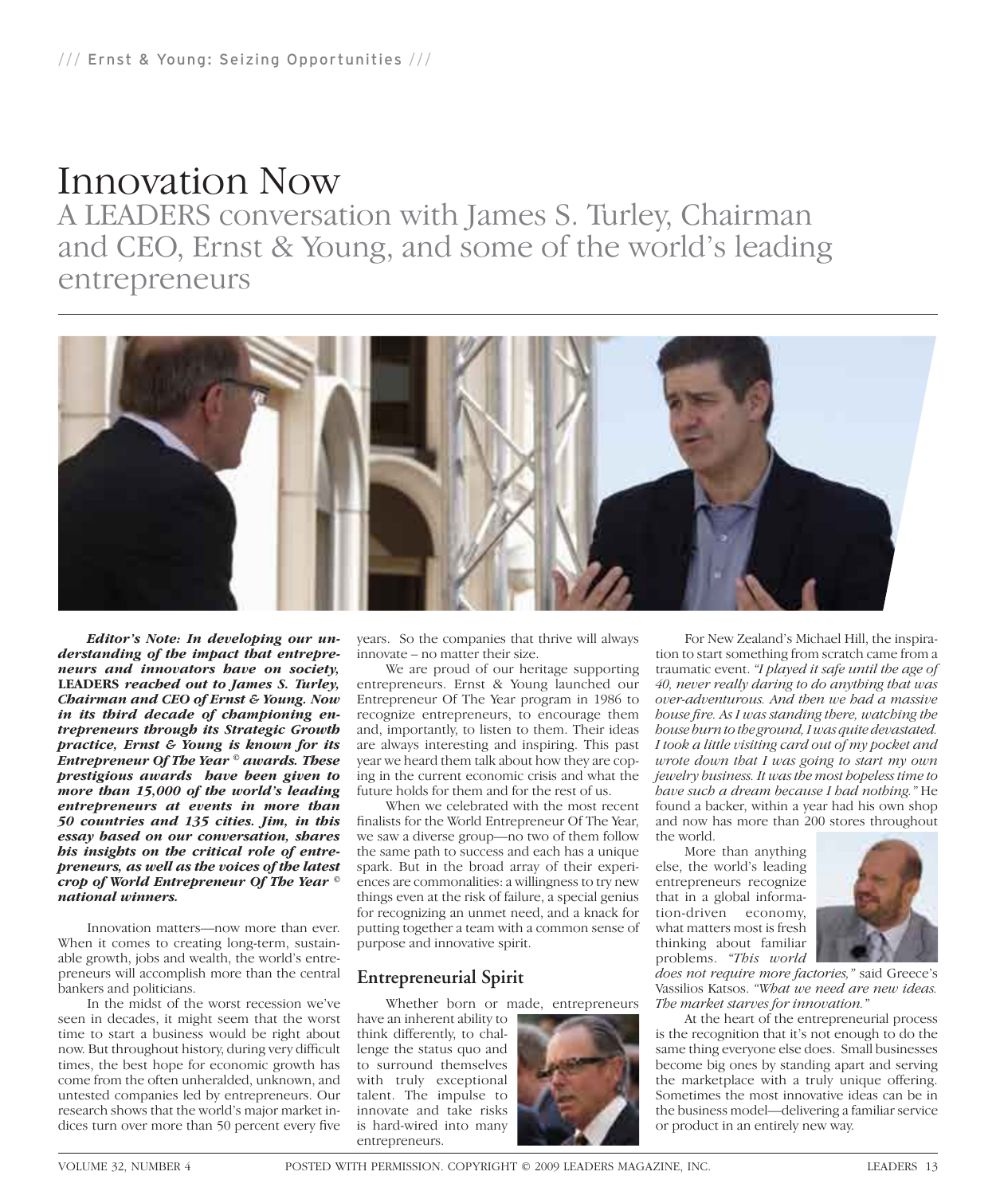# Innovation Now

## A LEADERS conversation with James S. Turley, Chairman and CEO, Ernst & Young, and some of the world's leading entrepreneurs

***Editor's Note:** In developing our understanding of the impact that entrepreneurs and innovators have on society, **LEADERS** reached out to James S. Turley, Chairman and CEO of Ernst & Young. Now in its third decade of championing entrepreneurs through its Strategic Growth practice, Ernst & Young is known for its Entrepreneur Of The Year © awards. These prestigious awards have been given to more than 15,000 of the world's leading entrepreneurs at events in more than 50 countries and 135 cities. Jim, in this essay based on our conversation, shares his insights on the critical role of entrepreneurs, as well as the voices of the latest crop of World Entrepreneur Of The Year © national winners.*

Innovation matters—now more than ever. When it comes to creating long-term, sustainable growth, jobs and wealth, the world's entrepreneurs will accomplish more than the central bankers and politicians.

In the midst of the worst recession we've seen in decades, it might seem that the worst time to start a business would be right about now. But throughout history, during very difficult times, the best hope for economic growth has come from the often unheralded, unknown, and untested companies led by entrepreneurs. Our research shows that the world's major market indices turn over more than 50 percent every five years. So the companies that thrive will always innovate – no matter their size.

We are proud of our heritage supporting entrepreneurs. Ernst & Young launched our Entrepreneur Of The Year program in 1986 to recognize entrepreneurs, to encourage them and, importantly, to listen to them. Their ideas are always interesting and inspiring. This past year we heard them talk about how they are coping in the current economic crisis and what the future holds for them and for the rest of us.

When we celebrated with the most recent finalists for the World Entrepreneur Of The Year, we saw a diverse group—no two of them follow the same path to success and each has a unique spark. But in the broad array of their experiences are commonalities: a willingness to try new things even at the risk of failure, a special genius for recognizing an unmet need, and a knack for putting together a team with a common sense of purpose and innovative spirit.

### Entrepreneurial Spirit

Whether born or made, entrepreneurs have an inherent ability to think differently, to challenge the status quo and to surround themselves with truly exceptional talent. The impulse to innovate and take risks is hard-wired into many entrepreneurs.

For New Zealand's Michael Hill, the inspiration to start something from scratch came from a traumatic event. *"I played it safe until the age of 40, never really daring to do anything that was over-adventurous. And then we had a massive house fire. As I was standing there, watching the house burn to the ground, I was quite devastated. I took a little visiting card out of my pocket and wrote down that I was going to start my own jewelry business. It was the most hopeless time to have such a dream because I had nothing."* He found a backer, within a year had his own shop and now has more than 200 stores throughout the world.

More than anything else, the world's leading entrepreneurs recognize that in a global information-driven economy, what matters most is fresh thinking about familiar problems. *"This world does not require more factories,"* said Greece's Vassilios Katsos. *"What we need are new ideas. The market starves for innovation."*

At the heart of the entrepreneurial process is the recognition that it's not enough to do the same thing everyone else does. Small businesses become big ones by standing apart and serving the marketplace with a truly unique offering. Sometimes the most innovative ideas can be in the business model—delivering a familiar service or product in an entirely new way.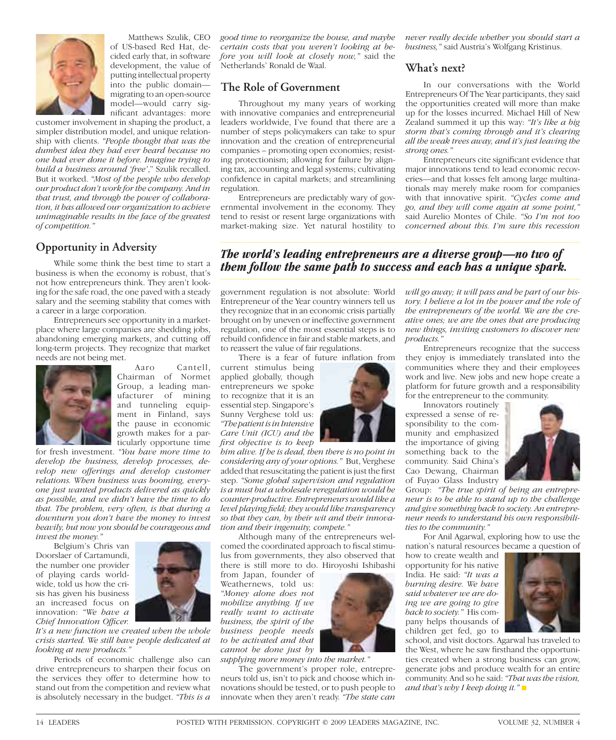Matthews Szulik, CEO of US-based Red Hat, decided early that, in software development, the value of putting intellectual property into the public domain—migrating to an open-source model—would carry significant advantages: more customer involvement in shaping the product, a simpler distribution model, and unique relationship with clients. *"People thought that was the dumbest idea they had ever heard because no one had ever done it before. Imagine trying to build a business around 'free',"* Szulik recalled. But it worked. *"Most of the people who develop our product don't work for the company. And in that trust, and through the power of collaboration, it has allowed our organization to achieve unimaginable results in the face of the greatest of competition."*

## Opportunity in Adversity

While some think the best time to start a business is when the economy is robust, that's not how entrepreneurs think. They aren't looking for the safe road, the one paved with a steady salary and the seeming stability that comes with a career in a large corporation.

Entrepreneurs see opportunity in a marketplace where large companies are shedding jobs, abandoning emerging markets, and cutting off long-term projects. They recognize that market needs are not being met.

Aaro Cantell, Chairman of Normet Group, a leading manufacturer of mining and tunneling equipment in Finland, says the pause in economic growth makes for a particularly opportune time for fresh investment. *"You have more time to develop the business, develop processes, develop new offerings and develop customer relations. When business was booming, everyone just wanted products delivered as quickly as possible, and we didn't have the time to do that. The problem, very often, is that during a downturn you don't have the money to invest heavily, but now you should be courageous and invest the money."*

Belgium's Chris van Doorslaer of Cartamundi, the number one provider of playing cards worldwide, told us how the crisis has given his business an increased focus on innovation: *"We have a Chief Innovation Officer. It's a new function we created when the whole crisis started. We still have people dedicated at looking at new products."*

Periods of economic challenge also can drive entrepreneurs to sharpen their focus on the services they offer to determine how to stand out from the competition and review what is absolutely necessary in the budget. *"This is a good time to reorganize the house, and maybe certain costs that you weren't looking at before you will look at closely now,"* said the Netherlands' Ronald de Waal.

## The Role of Government

Throughout my many years of working with innovative companies and entrepreneurial leaders worldwide, I've found that there are a number of steps policymakers can take to spur innovation and the creation of entrepreneurial companies – promoting open economies; resisting protectionism; allowing for failure by aligning tax, accounting and legal systems; cultivating confidence in capital markets; and streamlining regulation.

Entrepreneurs are predictably wary of governmental involvement in the economy. They tend to resist or resent large organizations with market-making size. Yet natural hostility to government regulation is not absolute: World Entrepreneur of the Year country winners tell us they recognize that in an economic crisis partially brought on by uneven or ineffective government regulation, one of the most essential steps is to rebuild confidence in fair and stable markets, and to reassert the value of fair regulations.

***The world's leading entrepreneurs are a diverse group—no two of them follow the same path to success and each has a unique spark.***

There is a fear of future inflation from current stimulus being applied globally, though entrepreneurs we spoke to recognize that it is an essential step. Singapore's Sunny Verghese told us: *"The patient is in Intensive Care Unit (ICU) and the first objective is to keep him alive. If he is dead, then there is no point in considering any of your options."* But, Verghese added that resuscitating the patient is just the first step. *"Some global supervision and regulation is a must but a wholesale reregulation would be counter-productive. Entrepreneurs would like a level playing field; they would like transparency so that they can, by their wit and their innovation and their ingenuity, compete."*

Although many of the entrepreneurs welcomed the coordinated approach to fiscal stimulus from governments, they also observed that there is still more to do. Hiroyoshi Ishibashi from Japan, founder of Weathernews, told us: *"Money alone does not mobilize anything. If we really want to activate business, the spirit of the business people needs to be activated and that cannot be done just by supplying more money into the market."*

The government's proper role, entrepreneurs told us, isn't to pick and choose which innovations should be tested, or to push people to innovate when they aren't ready. *"The state can never really decide whether you should start a business,"* said Austria's Wolfgang Kristinus.

## What's next?

In our conversations with the World Entrepreneurs Of The Year participants, they said the opportunities created will more than make up for the losses incurred. Michael Hill of New Zealand summed it up this way: *"It's like a big storm that's coming through and it's clearing all the weak trees away, and it's just leaving the strong ones."*

Entrepreneurs cite significant evidence that major innovations tend to lead economic recoveries—and that losses felt among large multinationals may merely make room for companies with that innovative spirit. *"Cycles come and go, and they will come again at some point,"* said Aurelio Montes of Chile. *"So I'm not too concerned about this. I'm sure this recession will go away; it will pass and be part of our history. I believe a lot in the power and the role of the entrepreneurs of the world. We are the creative ones; we are the ones that are producing new things, inviting customers to discover new products."*

Entrepreneurs recognize that the success they enjoy is immediately translated into the communities where they and their employees work and live. New jobs and new hope create a platform for future growth and a responsibility for the entrepreneur to the community.

Innovators routinely expressed a sense of responsibility to the community and emphasized the importance of giving something back to the community. Said China's Cao Dewang, Chairman of Fuyao Glass Industry Group: *"The true spirit of being an entrepreneur is to be able to stand up to the challenge and give something back to society. An entrepreneur needs to understand his own responsibilities to the community."*

For Anil Agarwal, exploring how to use the nation's natural resources became a question of how to create wealth and opportunity for his native India. He said: *"It was a burning desire. We have said whatever we are doing we are going to give back to society."* His company helps thousands of children get fed, go to school, and visit doctors. Agarwal has traveled to the West, where he saw firsthand the opportunities created when a strong business can grow, generate jobs and produce wealth for an entire community. And so he said: *"That was the vision, and that's why I keep doing it."* ■

POSTED WITH PERMISSION. COPYRIGHT © 2009 LEADERS MAGAZINE, INC.